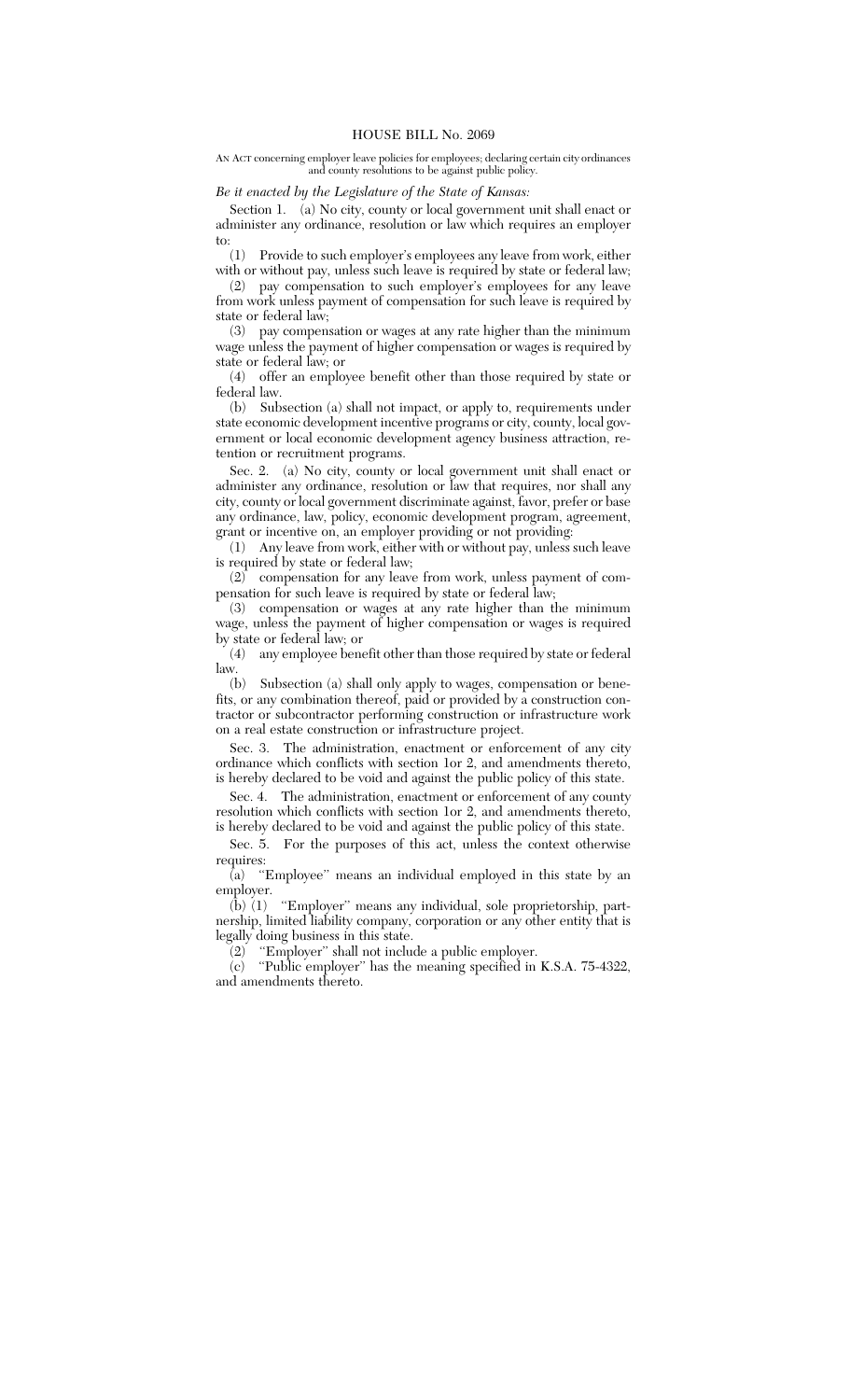# HOUSE BILL No. 2069

AN ACT concerning employer leave policies for employees; declaring certain city ordinances and county resolutions to be against public policy.

*Be it enacted by the Legislature of the State of Kansas:*

Section 1. (a) No city, county or local government unit shall enact or administer any ordinance, resolution or law which requires an employer to:

(1) Provide to such employer's employees any leave from work, either with or without pay, unless such leave is required by state or federal law;

(2) pay compensation to such employer's employees for any leave from work unless payment of compensation for such leave is required by state or federal law;

(3) pay compensation or wages at any rate higher than the minimum wage unless the payment of higher compensation or wages is required by state or federal law; or

(4) offer an employee benefit other than those required by state or federal law.

(b) Subsection (a) shall not impact, or apply to, requirements under state economic development incentive programs or city, county, local government or local economic development agency business attraction, retention or recruitment programs.

Sec. 2. (a) No city, county or local government unit shall enact or administer any ordinance, resolution or law that requires, nor shall any city, county or local government discriminate against, favor, prefer or base any ordinance, law, policy, economic development program, agreement, grant or incentive on, an employer providing or not providing:

(1) Any leave from work, either with or without pay, unless such leave is required by state or federal law;

(2) compensation for any leave from work, unless payment of compensation for such leave is required by state or federal law;

(3) compensation or wages at any rate higher than the minimum wage, unless the payment of higher compensation or wages is required by state or federal law; or

(4) any employee benefit other than those required by state or federal law.

(b) Subsection (a) shall only apply to wages, compensation or benefits, or any combination thereof, paid or provided by a construction contractor or subcontractor performing construction or infrastructure work on a real estate construction or infrastructure project.

Sec. 3. The administration, enactment or enforcement of any city ordinance which conflicts with section 1or 2, and amendments thereto, is hereby declared to be void and against the public policy of this state.

Sec. 4. The administration, enactment or enforcement of any county resolution which conflicts with section 1or 2, and amendments thereto, is hereby declared to be void and against the public policy of this state.

Sec. 5. For the purposes of this act, unless the context otherwise requires:

(a) "Employee" means an individual employed in this state by an employer.

(b) (1) "Employer" means any individual, sole proprietorship, partnership, limited liability company, corporation or any other entity that is legally doing business in this state.

(2) "Employer" shall not include a public employer.

(c) "Public employer" has the meaning specified in K.S.A. 75-4322, and amendments thereto.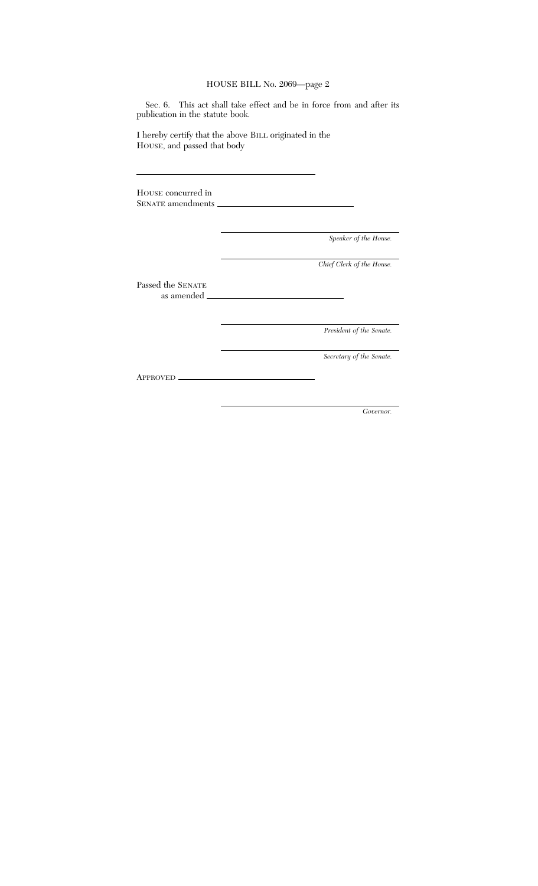Sec. 6. This act shall take effect and be in force from and after its publication in the statute book.

I hereby certify that the above BILL originated in the HOUSE, and passed that body

\_\_\_\_\_\_\_\_\_\_\_\_\_\_\_\_\_\_\_\_\_\_\_\_\_\_\_\_\_\_

HOUSE concurred in
SENATE amendments \_\_\_\_\_\_\_\_\_\_\_\_\_\_\_\_\_\_\_\_\_\_\_\_

\_\_\_\_\_\_\_\_\_\_\_\_\_\_\_\_\_\_\_\_\_\_\_\_\_\_\_\_\_\_
*Speaker of the House.*

\_\_\_\_\_\_\_\_\_\_\_\_\_\_\_\_\_\_\_\_\_\_\_\_\_\_\_\_\_\_
*Chief Clerk of the House.*

Passed the SENATE
as amended \_\_\_\_\_\_\_\_\_\_\_\_\_\_\_\_\_\_\_\_\_\_\_\_

\_\_\_\_\_\_\_\_\_\_\_\_\_\_\_\_\_\_\_\_\_\_\_\_\_\_\_\_\_\_
*President of the Senate.*

\_\_\_\_\_\_\_\_\_\_\_\_\_\_\_\_\_\_\_\_\_\_\_\_\_\_\_\_\_\_
*Secretary of the Senate.*

APPROVED \_\_\_\_\_\_\_\_\_\_\_\_\_\_\_\_\_\_\_\_\_\_\_\_

\_\_\_\_\_\_\_\_\_\_\_\_\_\_\_\_\_\_\_\_\_\_\_\_\_\_\_\_\_\_
*Governor.*